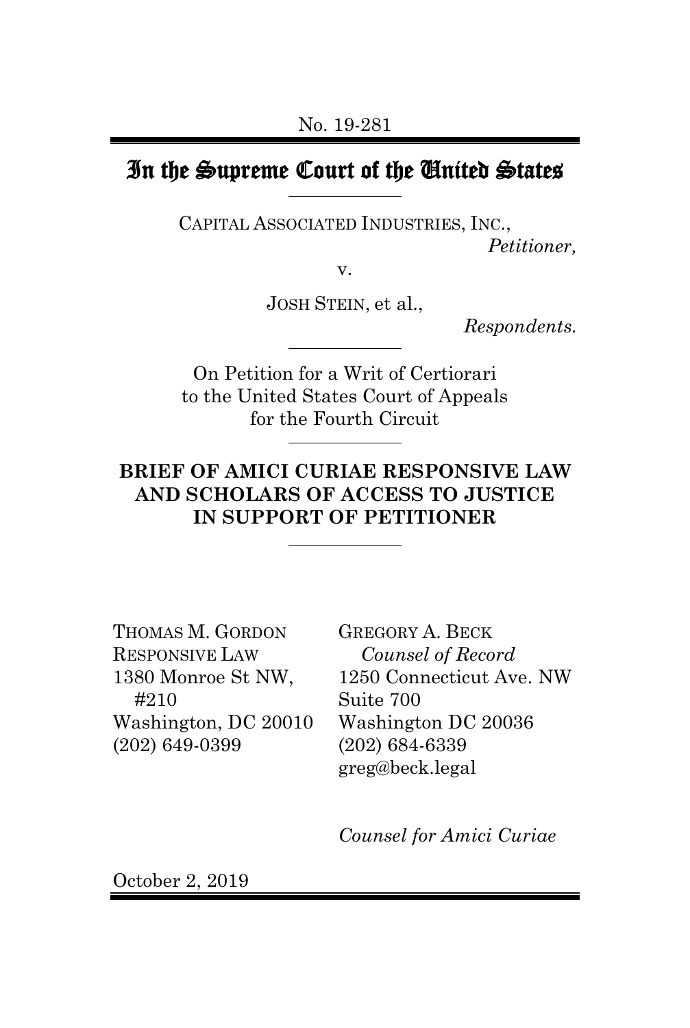No. 19-281

# In the Supreme Court of the United States

CAPITAL ASSOCIATED INDUSTRIES, INC.,
*Petitioner,*

v.

JOSH STEIN, et al.,
*Respondents.*

On Petition for a Writ of Certiorari
to the United States Court of Appeals
for the Fourth Circuit

**BRIEF OF AMICI CURIAE RESPONSIVE LAW AND SCHOLARS OF ACCESS TO JUSTICE IN SUPPORT OF PETITIONER**

THOMAS M. GORDON
RESPONSIVE LAW
1380 Monroe St NW, #210
Washington, DC 20010
(202) 649-0399

GREGORY A. BECK
*Counsel of Record*
1250 Connecticut Ave. NW
Suite 700
Washington DC 20036
(202) 684-6339
greg@beck.legal

*Counsel for Amici Curiae*

October 2, 2019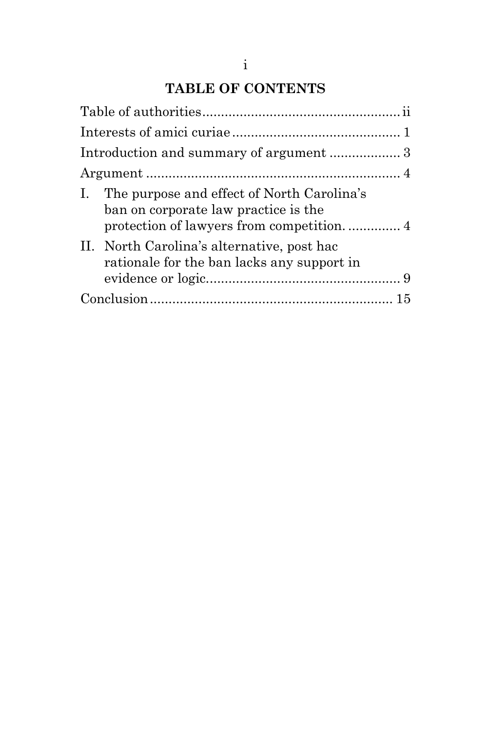## TABLE OF CONTENTS

Table of authorities .................................................... ii

Interests of amici curiae ............................................ 1

Introduction and summary of argument ................... 3

Argument ................................................................... 4

I. The purpose and effect of North Carolina's ban on corporate law practice is the protection of lawyers from competition. ............. 4

II. North Carolina's alternative, post hac rationale for the ban lacks any support in evidence or logic.................................................. 9

Conclusion ............................................................... 15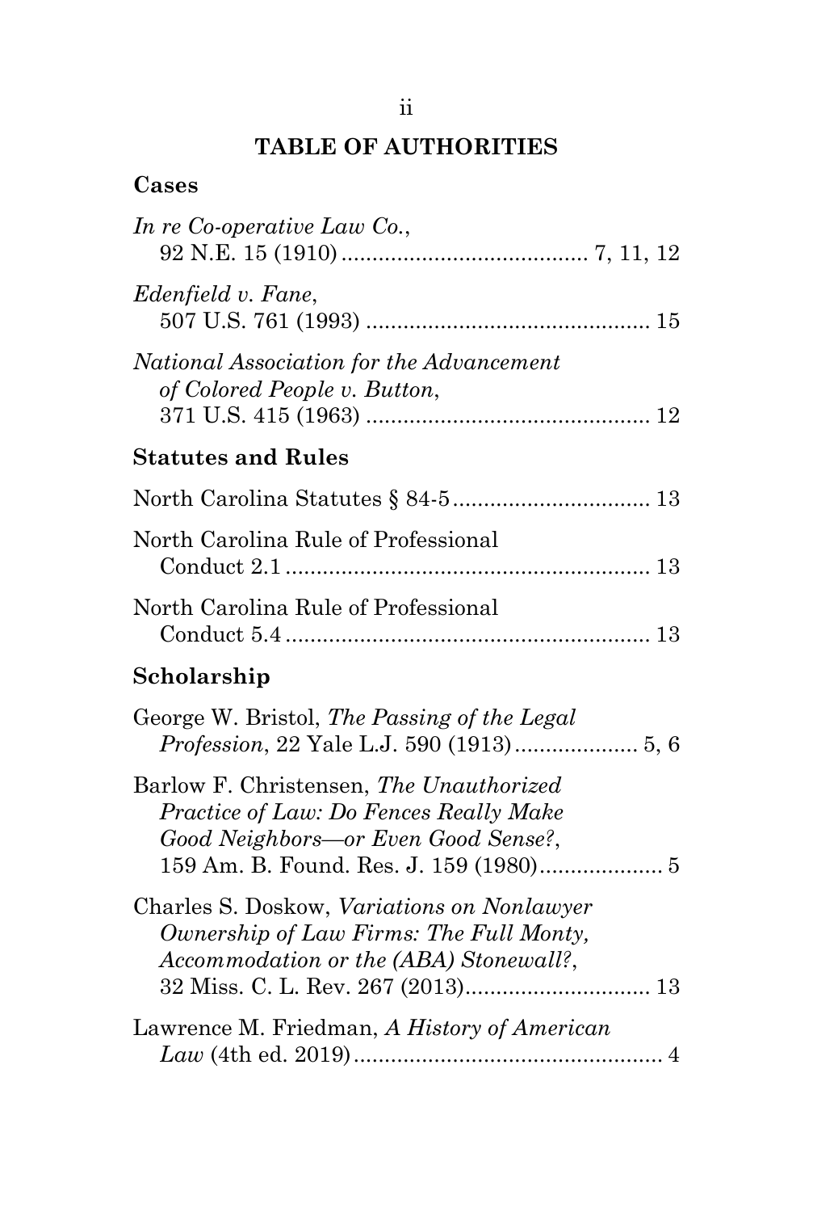# TABLE OF AUTHORITIES

## Cases

*In re Co-operative Law Co.*, 92 N.E. 15 (1910) ........................................ 7, 11, 12

*Edenfield v. Fane*, 507 U.S. 761 (1993) .............................................. 15

*National Association for the Advancement of Colored People v. Button*, 371 U.S. 415 (1963) .............................................. 12

## Statutes and Rules

North Carolina Statutes § 84-5 ................................ 13

North Carolina Rule of Professional Conduct 2.1 ........................................................... 13

North Carolina Rule of Professional Conduct 5.4 ........................................................... 13

## Scholarship

George W. Bristol, *The Passing of the Legal Profession*, 22 Yale L.J. 590 (1913) .................... 5, 6

Barlow F. Christensen, *The Unauthorized Practice of Law: Do Fences Really Make Good Neighbors—or Even Good Sense?*, 159 Am. B. Found. Res. J. 159 (1980) .................... 5

Charles S. Doskow, *Variations on Nonlawyer Ownership of Law Firms: The Full Monty, Accommodation or the (ABA) Stonewall?*, 32 Miss. C. L. Rev. 267 (2013) .............................. 13

Lawrence M. Friedman, *A History of American Law* (4th ed. 2019) .................................................. 4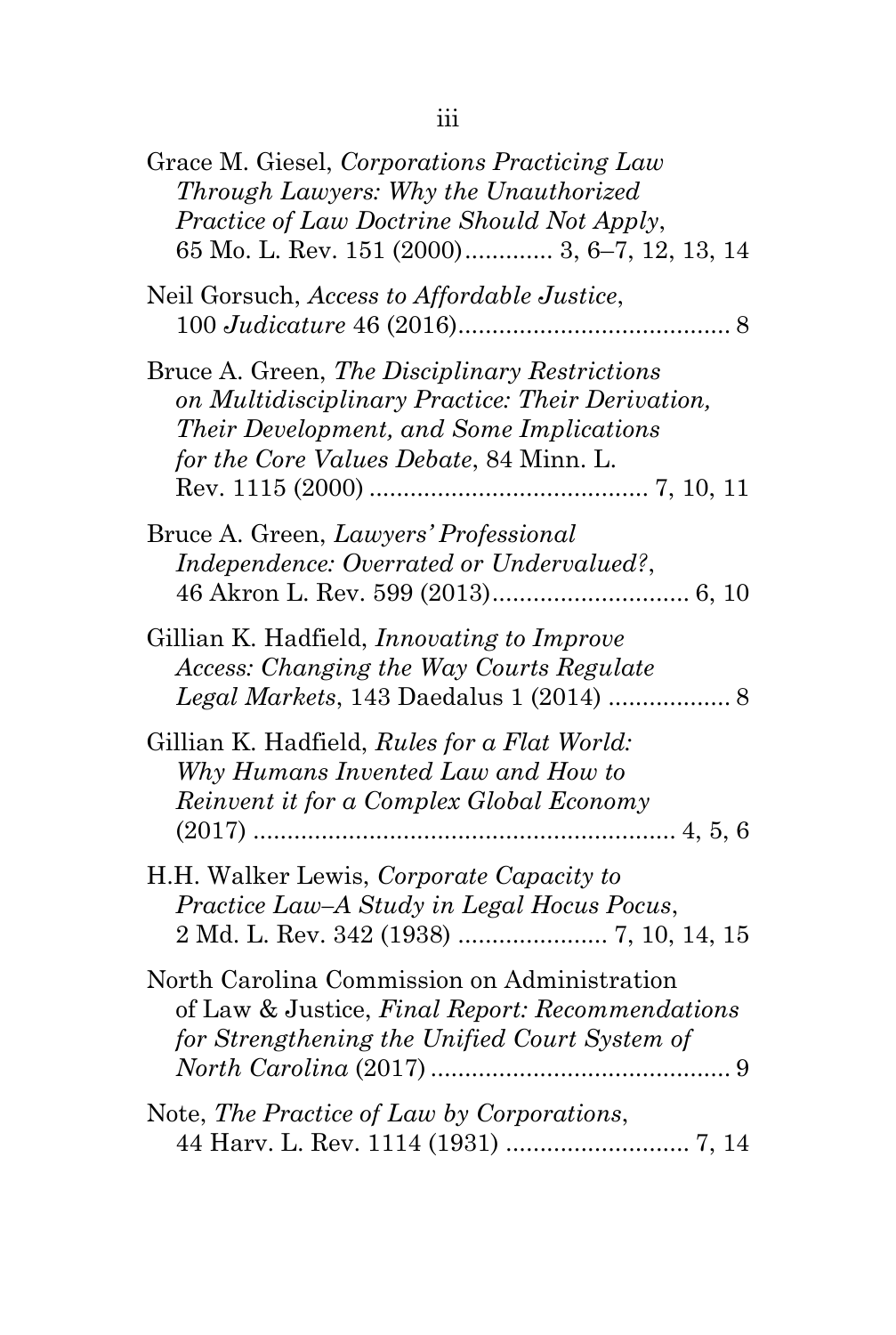Grace M. Giesel, *Corporations Practicing Law Through Lawyers: Why the Unauthorized Practice of Law Doctrine Should Not Apply*, 65 Mo. L. Rev. 151 (2000)............. 3, 6–7, 12, 13, 14

Neil Gorsuch, *Access to Affordable Justice*, 100 *Judicature* 46 (2016)....................................... 8

Bruce A. Green, *The Disciplinary Restrictions on Multidisciplinary Practice: Their Derivation, Their Development, and Some Implications for the Core Values Debate*, 84 Minn. L. Rev. 1115 (2000) ......................................... 7, 10, 11

Bruce A. Green, *Lawyers' Professional Independence: Overrated or Undervalued?*, 46 Akron L. Rev. 599 (2013)............................. 6, 10

Gillian K. Hadfield, *Innovating to Improve Access: Changing the Way Courts Regulate Legal Markets*, 143 Daedalus 1 (2014) ................. 8

Gillian K. Hadfield, *Rules for a Flat World: Why Humans Invented Law and How to Reinvent it for a Complex Global Economy* (2017) .............................................................. 4, 5, 6

H.H. Walker Lewis, *Corporate Capacity to Practice Law–A Study in Legal Hocus Pocus*, 2 Md. L. Rev. 342 (1938) ...................... 7, 10, 14, 15

North Carolina Commission on Administration of Law & Justice, *Final Report: Recommendations for Strengthening the Unified Court System of North Carolina* (2017) ............................................ 9

Note, *The Practice of Law by Corporations*, 44 Harv. L. Rev. 1114 (1931) ........................... 7, 14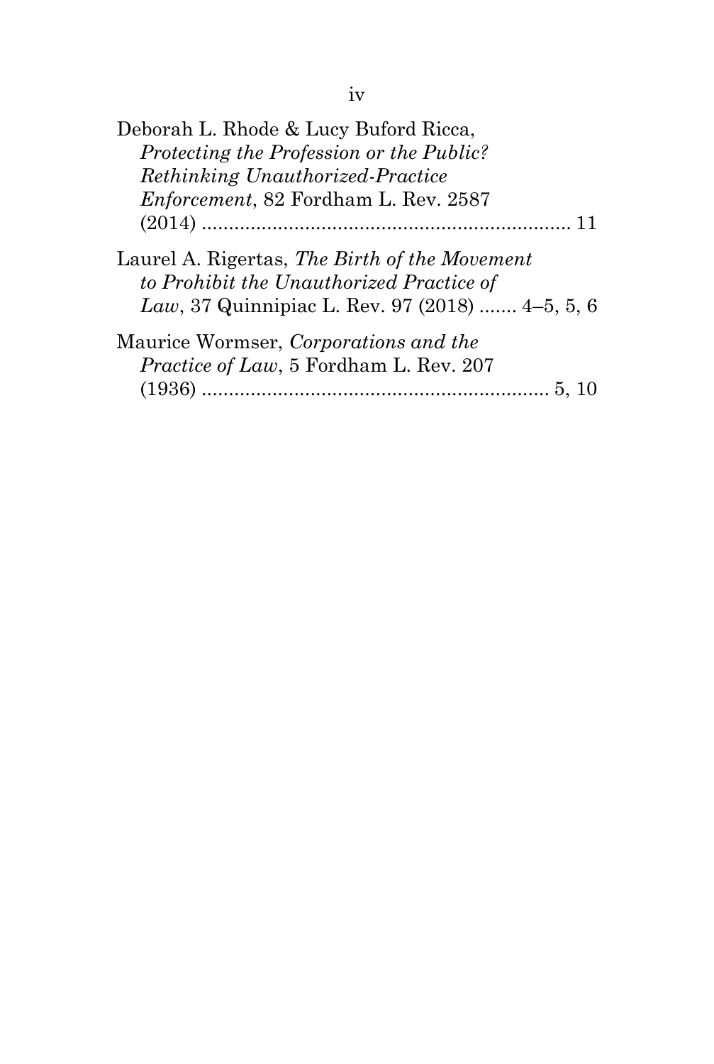Deborah L. Rhode & Lucy Buford Ricca, *Protecting the Profession or the Public? Rethinking Unauthorized-Practice Enforcement*, 82 Fordham L. Rev. 2587 (2014) .................................................................. 11

Laurel A. Rigertas, *The Birth of the Movement to Prohibit the Unauthorized Practice of Law*, 37 Quinnipiac L. Rev. 97 (2018) ....... 4–5, 5, 6

Maurice Wormser, *Corporations and the Practice of Law*, 5 Fordham L. Rev. 207 (1936) ............................................................... 5, 10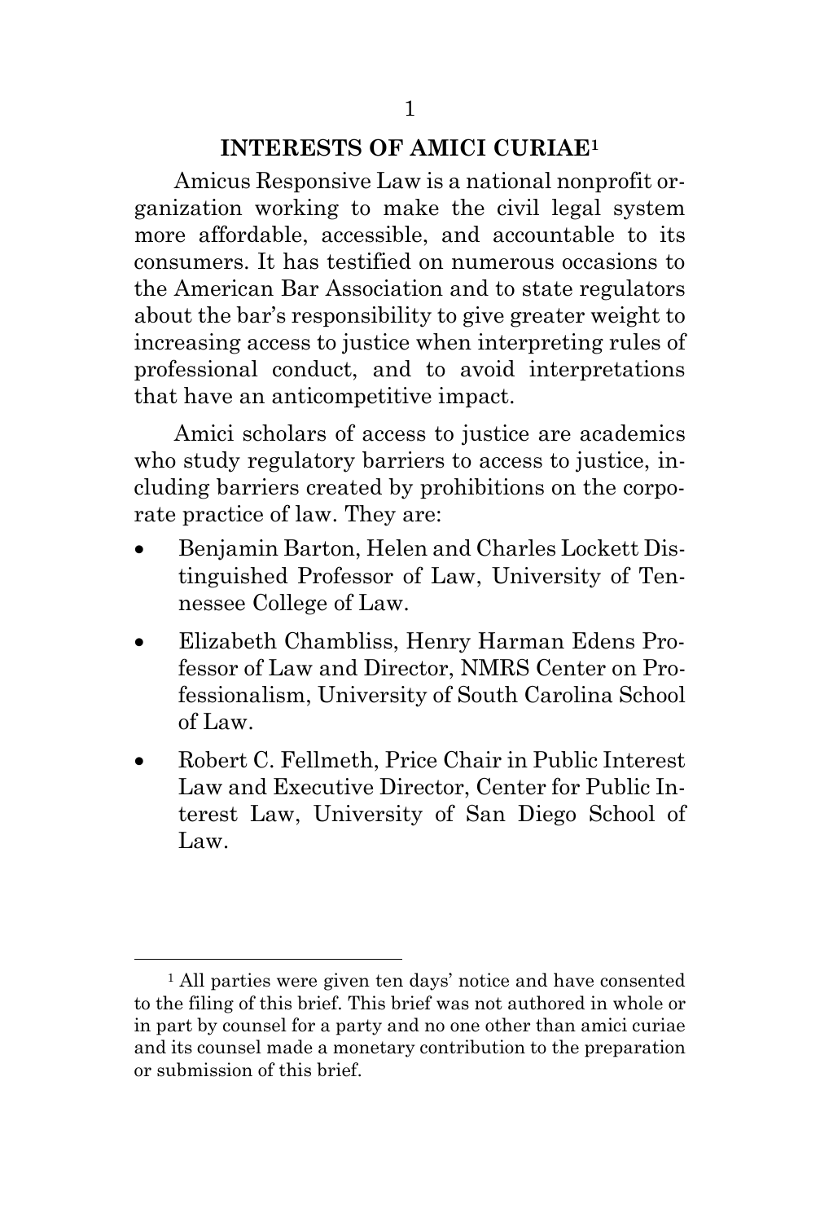## INTERESTS OF AMICI CURIAE[1]

Amicus Responsive Law is a national nonprofit organization working to make the civil legal system more affordable, accessible, and accountable to its consumers. It has testified on numerous occasions to the American Bar Association and to state regulators about the bar's responsibility to give greater weight to increasing access to justice when interpreting rules of professional conduct, and to avoid interpretations that have an anticompetitive impact.

Amici scholars of access to justice are academics who study regulatory barriers to access to justice, including barriers created by prohibitions on the corporate practice of law. They are:

- Benjamin Barton, Helen and Charles Lockett Distinguished Professor of Law, University of Tennessee College of Law.
- Elizabeth Chambliss, Henry Harman Edens Professor of Law and Director, NMRS Center on Professionalism, University of South Carolina School of Law.
- Robert C. Fellmeth, Price Chair in Public Interest Law and Executive Director, Center for Public Interest Law, University of San Diego School of Law.

---

[1] All parties were given ten days' notice and have consented to the filing of this brief. This brief was not authored in whole or in part by counsel for a party and no one other than amici curiae and its counsel made a monetary contribution to the preparation or submission of this brief.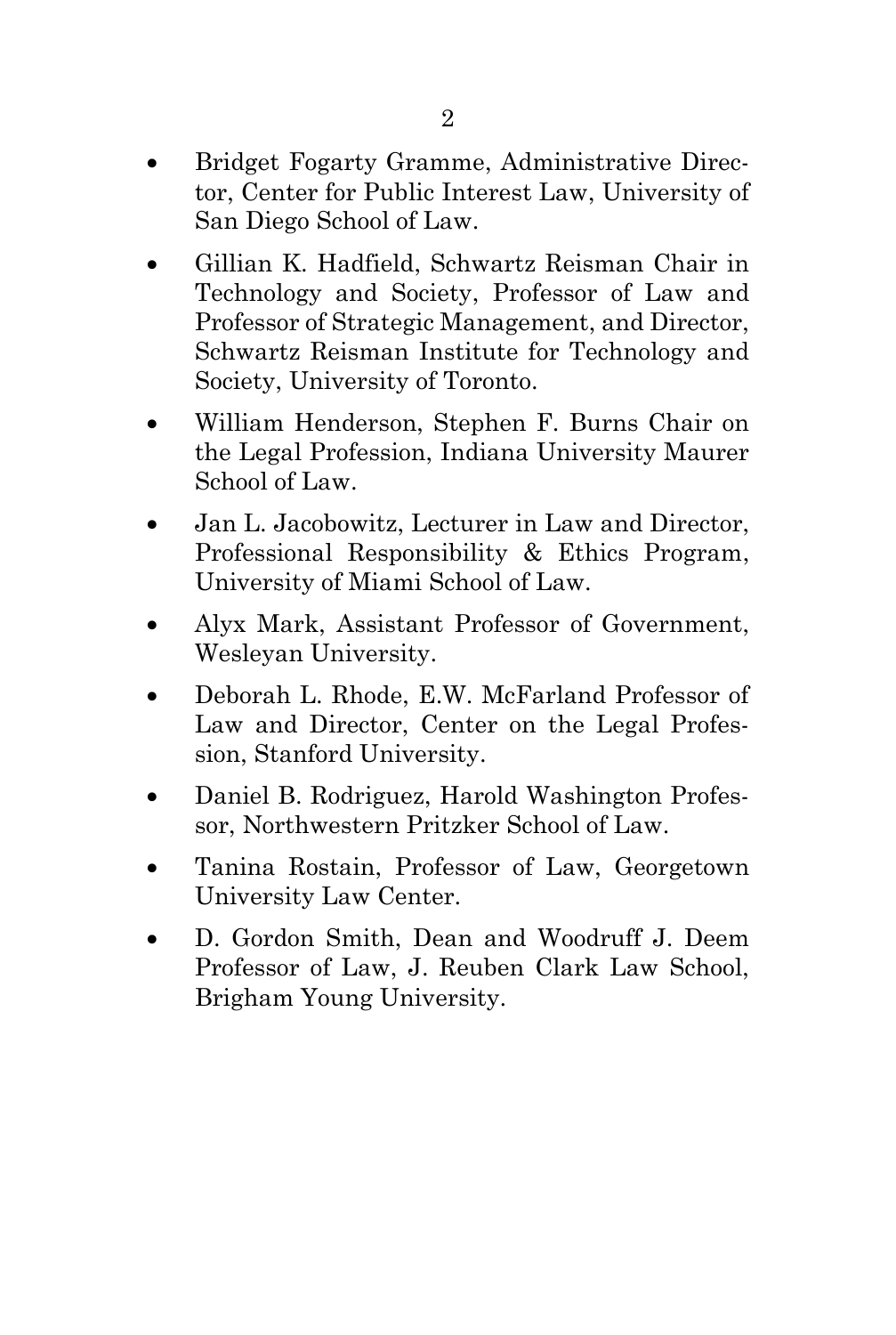- Bridget Fogarty Gramme, Administrative Director, Center for Public Interest Law, University of San Diego School of Law.
- Gillian K. Hadfield, Schwartz Reisman Chair in Technology and Society, Professor of Law and Professor of Strategic Management, and Director, Schwartz Reisman Institute for Technology and Society, University of Toronto.
- William Henderson, Stephen F. Burns Chair on the Legal Profession, Indiana University Maurer School of Law.
- Jan L. Jacobowitz, Lecturer in Law and Director, Professional Responsibility & Ethics Program, University of Miami School of Law.
- Alyx Mark, Assistant Professor of Government, Wesleyan University.
- Deborah L. Rhode, E.W. McFarland Professor of Law and Director, Center on the Legal Profession, Stanford University.
- Daniel B. Rodriguez, Harold Washington Professor, Northwestern Pritzker School of Law.
- Tanina Rostain, Professor of Law, Georgetown University Law Center.
- D. Gordon Smith, Dean and Woodruff J. Deem Professor of Law, J. Reuben Clark Law School, Brigham Young University.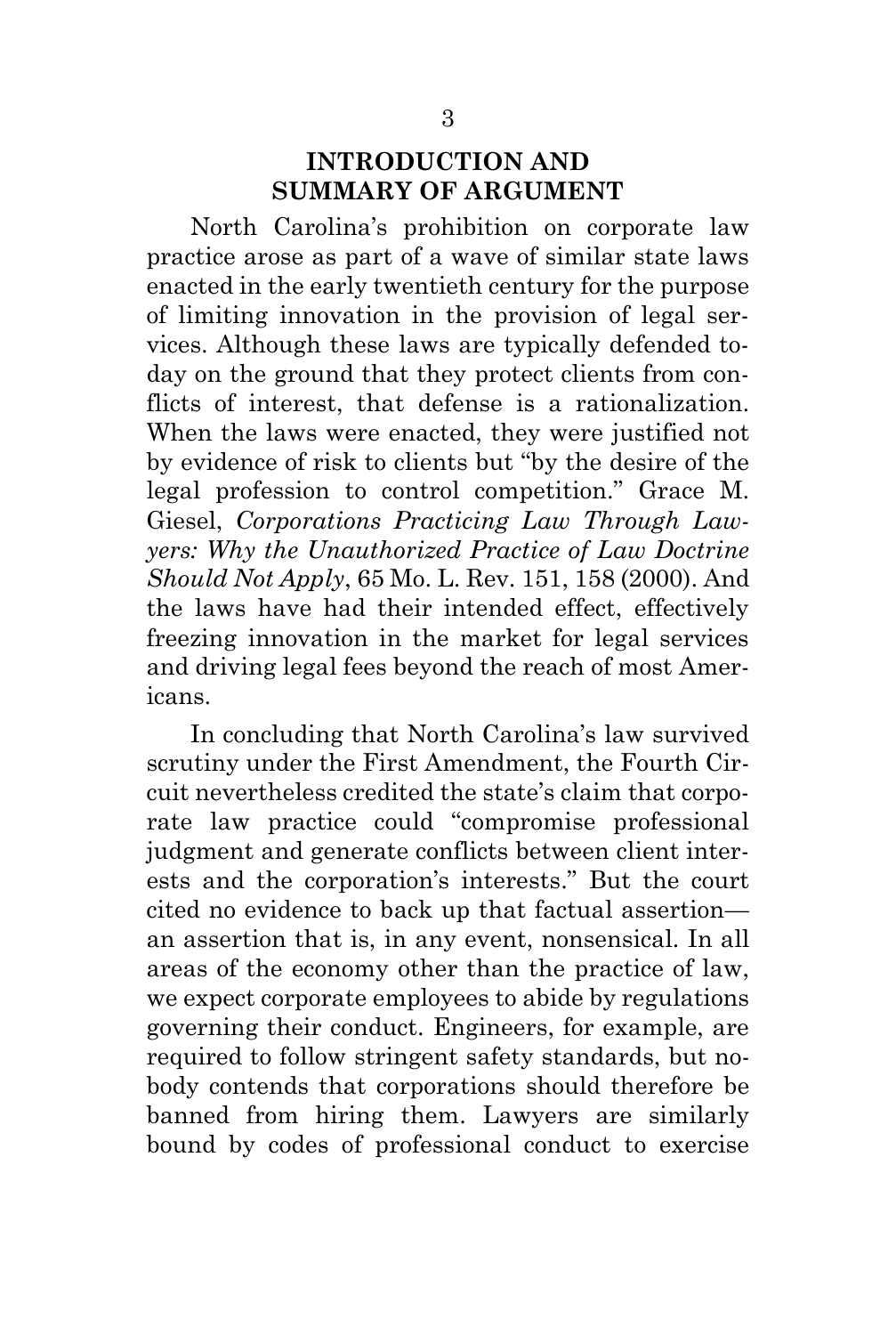## INTRODUCTION AND SUMMARY OF ARGUMENT

North Carolina's prohibition on corporate law practice arose as part of a wave of similar state laws enacted in the early twentieth century for the purpose of limiting innovation in the provision of legal services. Although these laws are typically defended today on the ground that they protect clients from conflicts of interest, that defense is a rationalization. When the laws were enacted, they were justified not by evidence of risk to clients but "by the desire of the legal profession to control competition." Grace M. Giesel, *Corporations Practicing Law Through Lawyers: Why the Unauthorized Practice of Law Doctrine Should Not Apply*, 65 Mo. L. Rev. 151, 158 (2000). And the laws have had their intended effect, effectively freezing innovation in the market for legal services and driving legal fees beyond the reach of most Americans.

In concluding that North Carolina's law survived scrutiny under the First Amendment, the Fourth Circuit nevertheless credited the state's claim that corporate law practice could "compromise professional judgment and generate conflicts between client interests and the corporation's interests." But the court cited no evidence to back up that factual assertion—an assertion that is, in any event, nonsensical. In all areas of the economy other than the practice of law, we expect corporate employees to abide by regulations governing their conduct. Engineers, for example, are required to follow stringent safety standards, but nobody contends that corporations should therefore be banned from hiring them. Lawyers are similarly bound by codes of professional conduct to exercise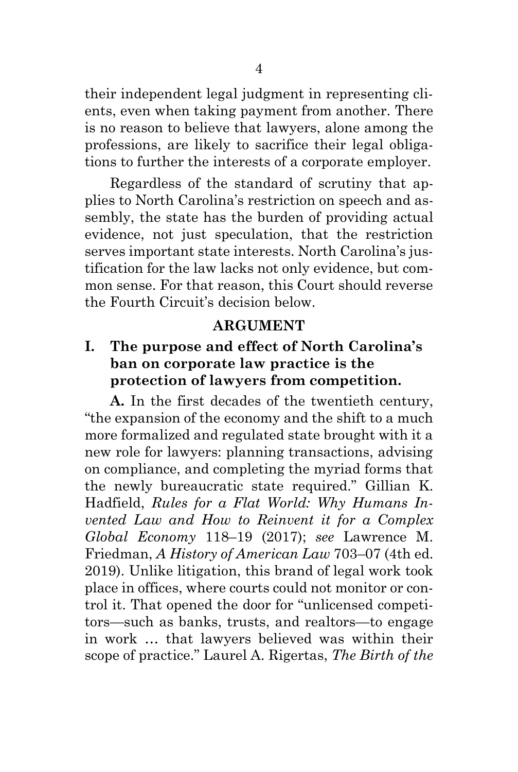their independent legal judgment in representing clients, even when taking payment from another. There is no reason to believe that lawyers, alone among the professions, are likely to sacrifice their legal obligations to further the interests of a corporate employer.

Regardless of the standard of scrutiny that applies to North Carolina's restriction on speech and assembly, the state has the burden of providing actual evidence, not just speculation, that the restriction serves important state interests. North Carolina's justification for the law lacks not only evidence, but common sense. For that reason, this Court should reverse the Fourth Circuit's decision below.

## ARGUMENT

### I. The purpose and effect of North Carolina's ban on corporate law practice is the protection of lawyers from competition.

**A.** In the first decades of the twentieth century, "the expansion of the economy and the shift to a much more formalized and regulated state brought with it a new role for lawyers: planning transactions, advising on compliance, and completing the myriad forms that the newly bureaucratic state required." Gillian K. Hadfield, *Rules for a Flat World: Why Humans Invented Law and How to Reinvent it for a Complex Global Economy* 118–19 (2017); *see* Lawrence M. Friedman, *A History of American Law* 703–07 (4th ed. 2019). Unlike litigation, this brand of legal work took place in offices, where courts could not monitor or control it. That opened the door for "unlicensed competitors—such as banks, trusts, and realtors—to engage in work … that lawyers believed was within their scope of practice." Laurel A. Rigertas, *The Birth of the*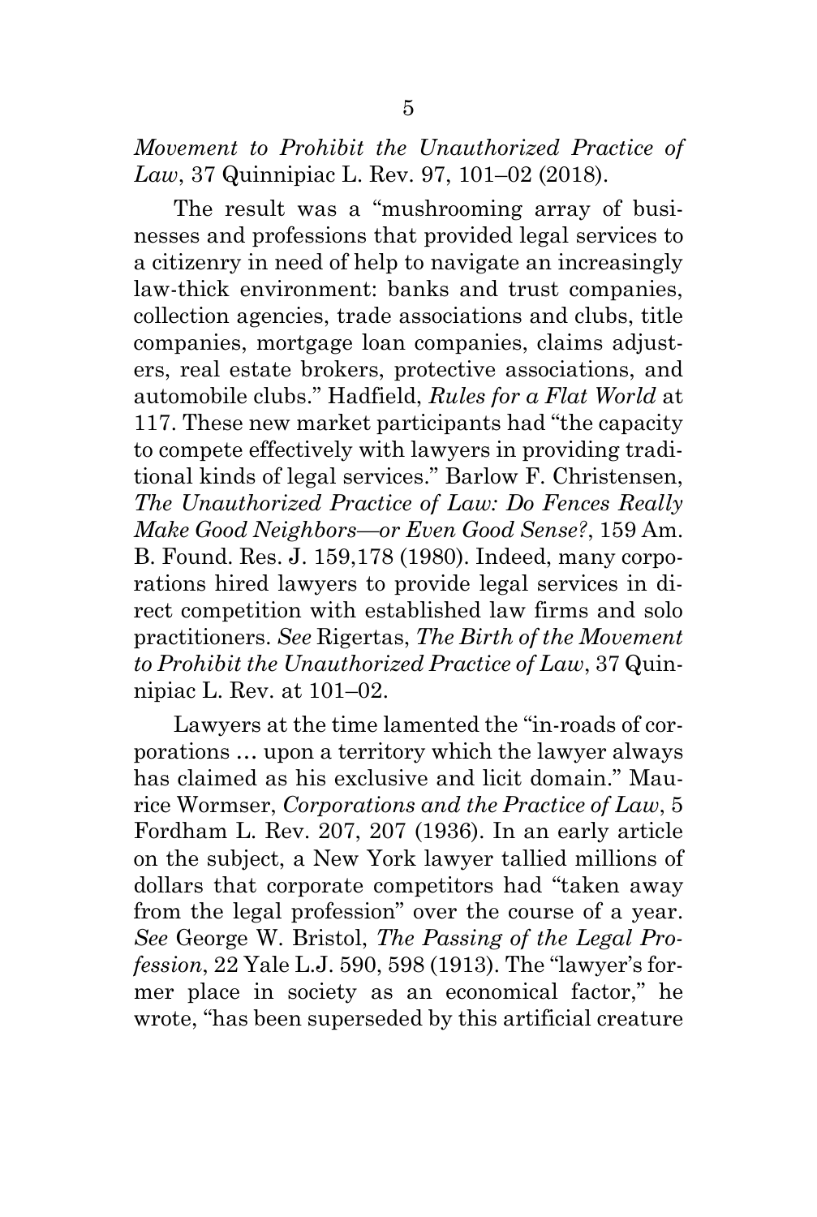*Movement to Prohibit the Unauthorized Practice of Law*, 37 Quinnipiac L. Rev. 97, 101–02 (2018).

The result was a "mushrooming array of businesses and professions that provided legal services to a citizenry in need of help to navigate an increasingly law-thick environment: banks and trust companies, collection agencies, trade associations and clubs, title companies, mortgage loan companies, claims adjusters, real estate brokers, protective associations, and automobile clubs." Hadfield, *Rules for a Flat World* at 117. These new market participants had "the capacity to compete effectively with lawyers in providing traditional kinds of legal services." Barlow F. Christensen, *The Unauthorized Practice of Law: Do Fences Really Make Good Neighbors—or Even Good Sense?*, 159 Am. B. Found. Res. J. 159,178 (1980). Indeed, many corporations hired lawyers to provide legal services in direct competition with established law firms and solo practitioners. *See* Rigertas, *The Birth of the Movement to Prohibit the Unauthorized Practice of Law*, 37 Quinnipiac L. Rev. at 101–02.

Lawyers at the time lamented the "in-roads of corporations … upon a territory which the lawyer always has claimed as his exclusive and licit domain." Maurice Wormser, *Corporations and the Practice of Law*, 5 Fordham L. Rev. 207, 207 (1936). In an early article on the subject, a New York lawyer tallied millions of dollars that corporate competitors had "taken away from the legal profession" over the course of a year. *See* George W. Bristol, *The Passing of the Legal Profession*, 22 Yale L.J. 590, 598 (1913). The "lawyer's former place in society as an economical factor," he wrote, "has been superseded by this artificial creature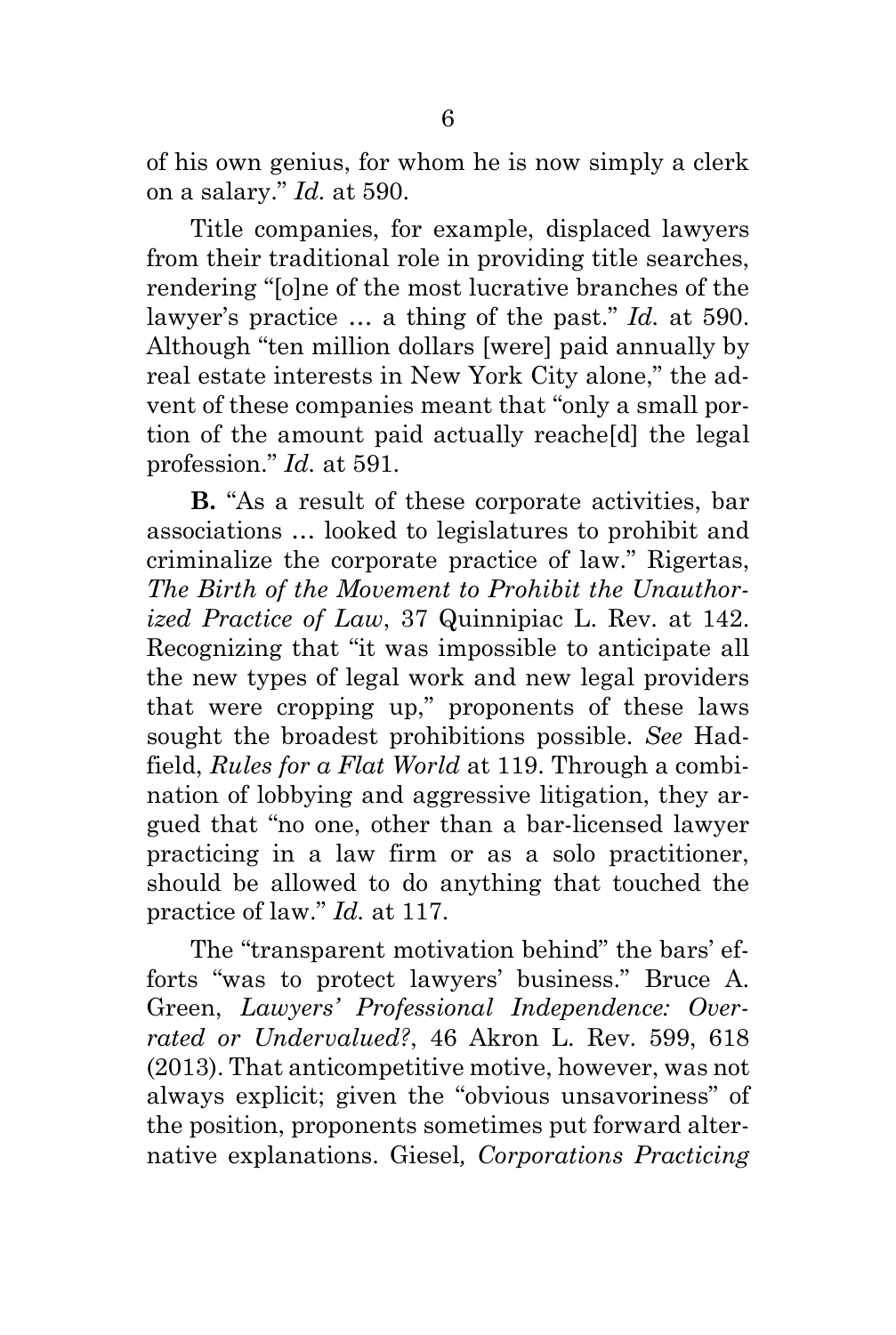of his own genius, for whom he is now simply a clerk on a salary." *Id.* at 590.

Title companies, for example, displaced lawyers from their traditional role in providing title searches, rendering "[o]ne of the most lucrative branches of the lawyer's practice … a thing of the past." *Id.* at 590. Although "ten million dollars [were] paid annually by real estate interests in New York City alone," the advent of these companies meant that "only a small portion of the amount paid actually reache[d] the legal profession." *Id.* at 591.

**B.** "As a result of these corporate activities, bar associations … looked to legislatures to prohibit and criminalize the corporate practice of law." Rigertas, *The Birth of the Movement to Prohibit the Unauthorized Practice of Law*, 37 Quinnipiac L. Rev. at 142. Recognizing that "it was impossible to anticipate all the new types of legal work and new legal providers that were cropping up," proponents of these laws sought the broadest prohibitions possible. *See* Hadfield, *Rules for a Flat World* at 119. Through a combination of lobbying and aggressive litigation, they argued that "no one, other than a bar-licensed lawyer practicing in a law firm or as a solo practitioner, should be allowed to do anything that touched the practice of law." *Id.* at 117.

The "transparent motivation behind" the bars' efforts "was to protect lawyers' business." Bruce A. Green, *Lawyers' Professional Independence: Overrated or Undervalued?*, 46 Akron L. Rev. 599, 618 (2013). That anticompetitive motive, however, was not always explicit; given the "obvious unsavoriness" of the position, proponents sometimes put forward alternative explanations. Giesel*, Corporations Practicing*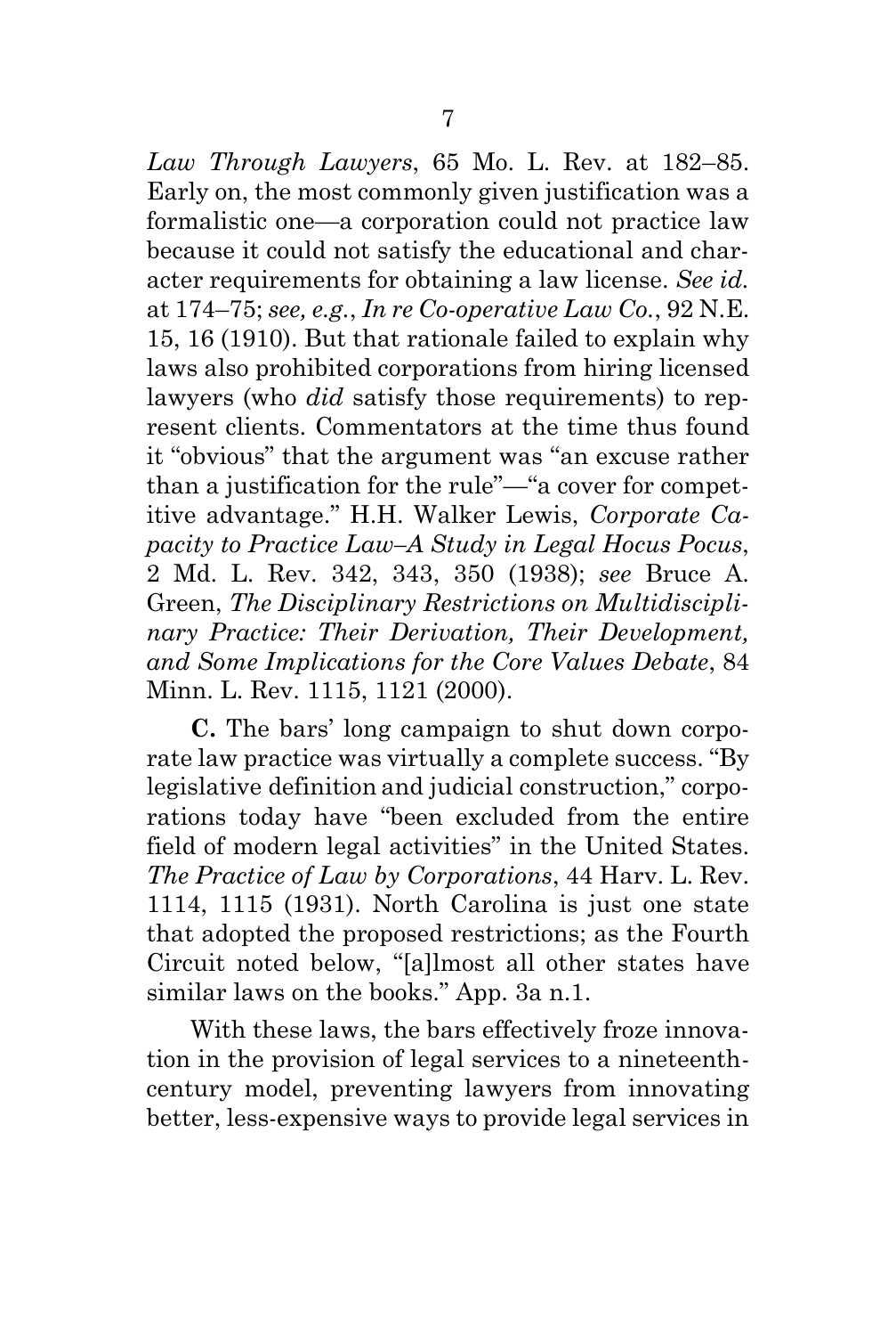*Law Through Lawyers*, 65 Mo. L. Rev. at 182–85. Early on, the most commonly given justification was a formalistic one—a corporation could not practice law because it could not satisfy the educational and character requirements for obtaining a law license. *See id.* at 174–75; *see, e.g.*, *In re Co-operative Law Co.*, 92 N.E. 15, 16 (1910). But that rationale failed to explain why laws also prohibited corporations from hiring licensed lawyers (who *did* satisfy those requirements) to represent clients. Commentators at the time thus found it "obvious" that the argument was "an excuse rather than a justification for the rule"—"a cover for competitive advantage." H.H. Walker Lewis, *Corporate Capacity to Practice Law–A Study in Legal Hocus Pocus*, 2 Md. L. Rev. 342, 343, 350 (1938); *see* Bruce A. Green, *The Disciplinary Restrictions on Multidisciplinary Practice: Their Derivation, Their Development, and Some Implications for the Core Values Debate*, 84 Minn. L. Rev. 1115, 1121 (2000).

**C.** The bars' long campaign to shut down corporate law practice was virtually a complete success. "By legislative definition and judicial construction," corporations today have "been excluded from the entire field of modern legal activities" in the United States. *The Practice of Law by Corporations*, 44 Harv. L. Rev. 1114, 1115 (1931). North Carolina is just one state that adopted the proposed restrictions; as the Fourth Circuit noted below, "[a]lmost all other states have similar laws on the books." App. 3a n.1.

With these laws, the bars effectively froze innovation in the provision of legal services to a nineteenth-century model, preventing lawyers from innovating better, less-expensive ways to provide legal services in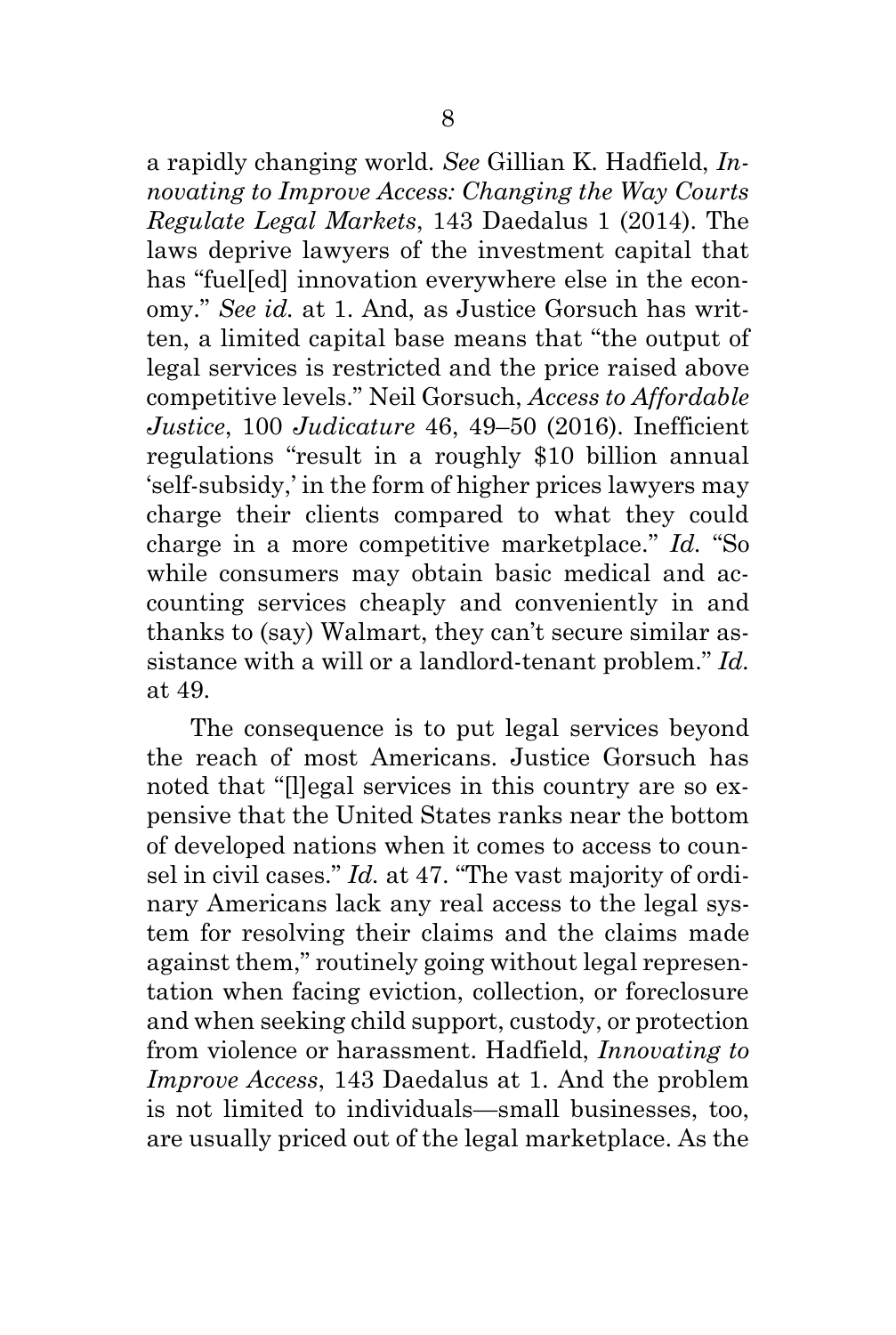a rapidly changing world. *See* Gillian K. Hadfield, *Innovating to Improve Access: Changing the Way Courts Regulate Legal Markets*, 143 Daedalus 1 (2014). The laws deprive lawyers of the investment capital that has "fuel[ed] innovation everywhere else in the economy." *See id.* at 1. And, as Justice Gorsuch has written, a limited capital base means that "the output of legal services is restricted and the price raised above competitive levels." Neil Gorsuch, *Access to Affordable Justice*, 100 *Judicature* 46, 49–50 (2016). Inefficient regulations "result in a roughly $10 billion annual 'self-subsidy,' in the form of higher prices lawyers may charge their clients compared to what they could charge in a more competitive marketplace." *Id.* "So while consumers may obtain basic medical and accounting services cheaply and conveniently in and thanks to (say) Walmart, they can't secure similar assistance with a will or a landlord-tenant problem." *Id.* at 49.

The consequence is to put legal services beyond the reach of most Americans. Justice Gorsuch has noted that "[l]egal services in this country are so expensive that the United States ranks near the bottom of developed nations when it comes to access to counsel in civil cases." *Id.* at 47. "The vast majority of ordinary Americans lack any real access to the legal system for resolving their claims and the claims made against them," routinely going without legal representation when facing eviction, collection, or foreclosure and when seeking child support, custody, or protection from violence or harassment. Hadfield, *Innovating to Improve Access*, 143 Daedalus at 1. And the problem is not limited to individuals—small businesses, too, are usually priced out of the legal marketplace. As the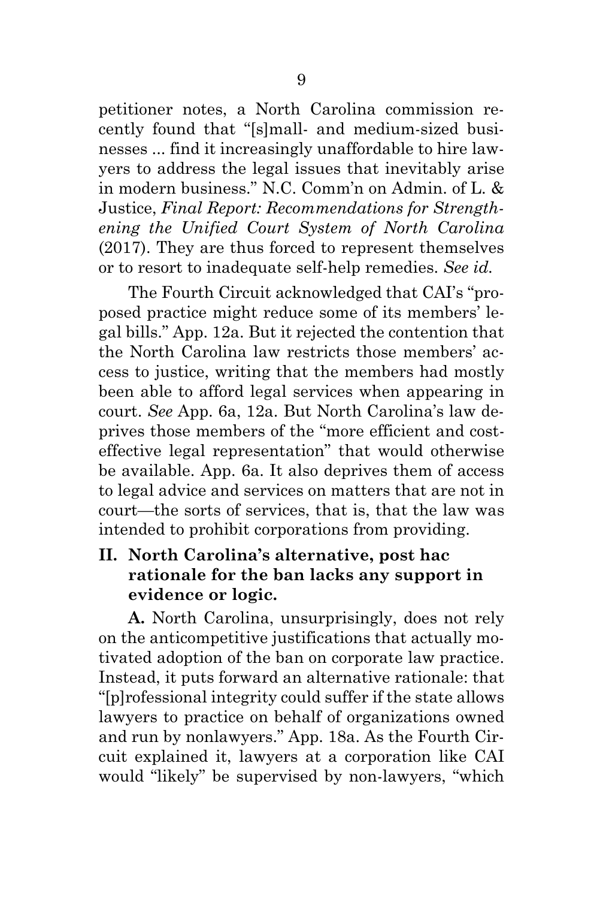petitioner notes, a North Carolina commission recently found that "[s]mall- and medium-sized businesses ... find it increasingly unaffordable to hire lawyers to address the legal issues that inevitably arise in modern business." N.C. Comm'n on Admin. of L. & Justice, *Final Report: Recommendations for Strengthening the Unified Court System of North Carolina* (2017). They are thus forced to represent themselves or to resort to inadequate self-help remedies. *See id.*

The Fourth Circuit acknowledged that CAI's "proposed practice might reduce some of its members' legal bills." App. 12a. But it rejected the contention that the North Carolina law restricts those members' access to justice, writing that the members had mostly been able to afford legal services when appearing in court. *See* App. 6a, 12a. But North Carolina's law deprives those members of the "more efficient and cost-effective legal representation" that would otherwise be available. App. 6a. It also deprives them of access to legal advice and services on matters that are not in court—the sorts of services, that is, that the law was intended to prohibit corporations from providing.

## II. North Carolina's alternative, post hac rationale for the ban lacks any support in evidence or logic.

**A.** North Carolina, unsurprisingly, does not rely on the anticompetitive justifications that actually motivated adoption of the ban on corporate law practice. Instead, it puts forward an alternative rationale: that "[p]rofessional integrity could suffer if the state allows lawyers to practice on behalf of organizations owned and run by nonlawyers." App. 18a. As the Fourth Circuit explained it, lawyers at a corporation like CAI would "likely" be supervised by non-lawyers, "which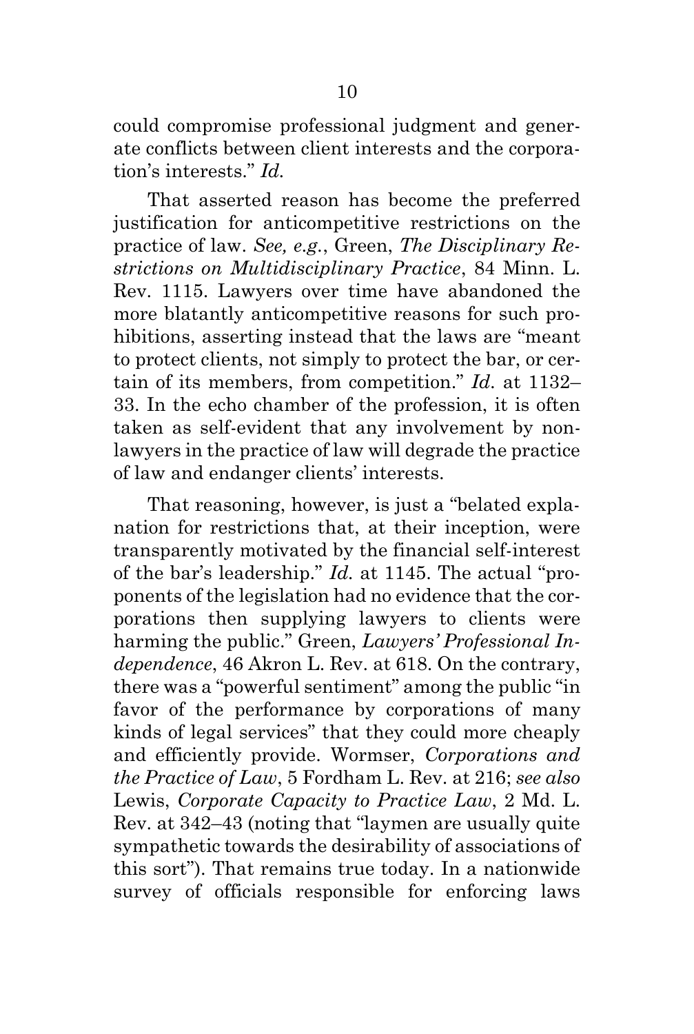could compromise professional judgment and generate conflicts between client interests and the corporation's interests." *Id.*

That asserted reason has become the preferred justification for anticompetitive restrictions on the practice of law. *See, e.g.*, Green, *The Disciplinary Restrictions on Multidisciplinary Practice*, 84 Minn. L. Rev. 1115. Lawyers over time have abandoned the more blatantly anticompetitive reasons for such prohibitions, asserting instead that the laws are "meant to protect clients, not simply to protect the bar, or certain of its members, from competition." *Id.* at 1132–33. In the echo chamber of the profession, it is often taken as self-evident that any involvement by nonlawyers in the practice of law will degrade the practice of law and endanger clients' interests.

That reasoning, however, is just a "belated explanation for restrictions that, at their inception, were transparently motivated by the financial self-interest of the bar's leadership." *Id.* at 1145. The actual "proponents of the legislation had no evidence that the corporations then supplying lawyers to clients were harming the public." Green, *Lawyers' Professional Independence*, 46 Akron L. Rev. at 618. On the contrary, there was a "powerful sentiment" among the public "in favor of the performance by corporations of many kinds of legal services" that they could more cheaply and efficiently provide. Wormser, *Corporations and the Practice of Law*, 5 Fordham L. Rev. at 216; *see also* Lewis, *Corporate Capacity to Practice Law*, 2 Md. L. Rev. at 342–43 (noting that "laymen are usually quite sympathetic towards the desirability of associations of this sort"). That remains true today. In a nationwide survey of officials responsible for enforcing laws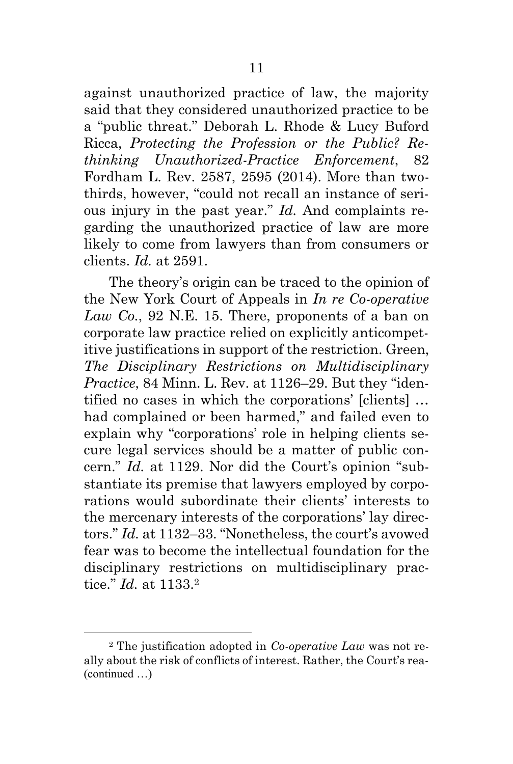against unauthorized practice of law, the majority said that they considered unauthorized practice to be a "public threat." Deborah L. Rhode & Lucy Buford Ricca, *Protecting the Profession or the Public? Rethinking Unauthorized-Practice Enforcement*, 82 Fordham L. Rev. 2587, 2595 (2014). More than two-thirds, however, "could not recall an instance of serious injury in the past year." *Id.* And complaints regarding the unauthorized practice of law are more likely to come from lawyers than from consumers or clients. *Id.* at 2591.

The theory's origin can be traced to the opinion of the New York Court of Appeals in *In re Co-operative Law Co.*, 92 N.E. 15. There, proponents of a ban on corporate law practice relied on explicitly anticompetitive justifications in support of the restriction. Green, *The Disciplinary Restrictions on Multidisciplinary Practice*, 84 Minn. L. Rev. at 1126–29. But they "identified no cases in which the corporations' [clients] … had complained or been harmed," and failed even to explain why "corporations' role in helping clients secure legal services should be a matter of public concern." *Id.* at 1129. Nor did the Court's opinion "substantiate its premise that lawyers employed by corporations would subordinate their clients' interests to the mercenary interests of the corporations' lay directors." *Id.* at 1132–33. "Nonetheless, the court's avowed fear was to become the intellectual foundation for the disciplinary restrictions on multidisciplinary practice." *Id.* at 1133.[2]

---

[2] The justification adopted in *Co-operative Law* was not really about the risk of conflicts of interest. Rather, the Court's rea-
(continued …)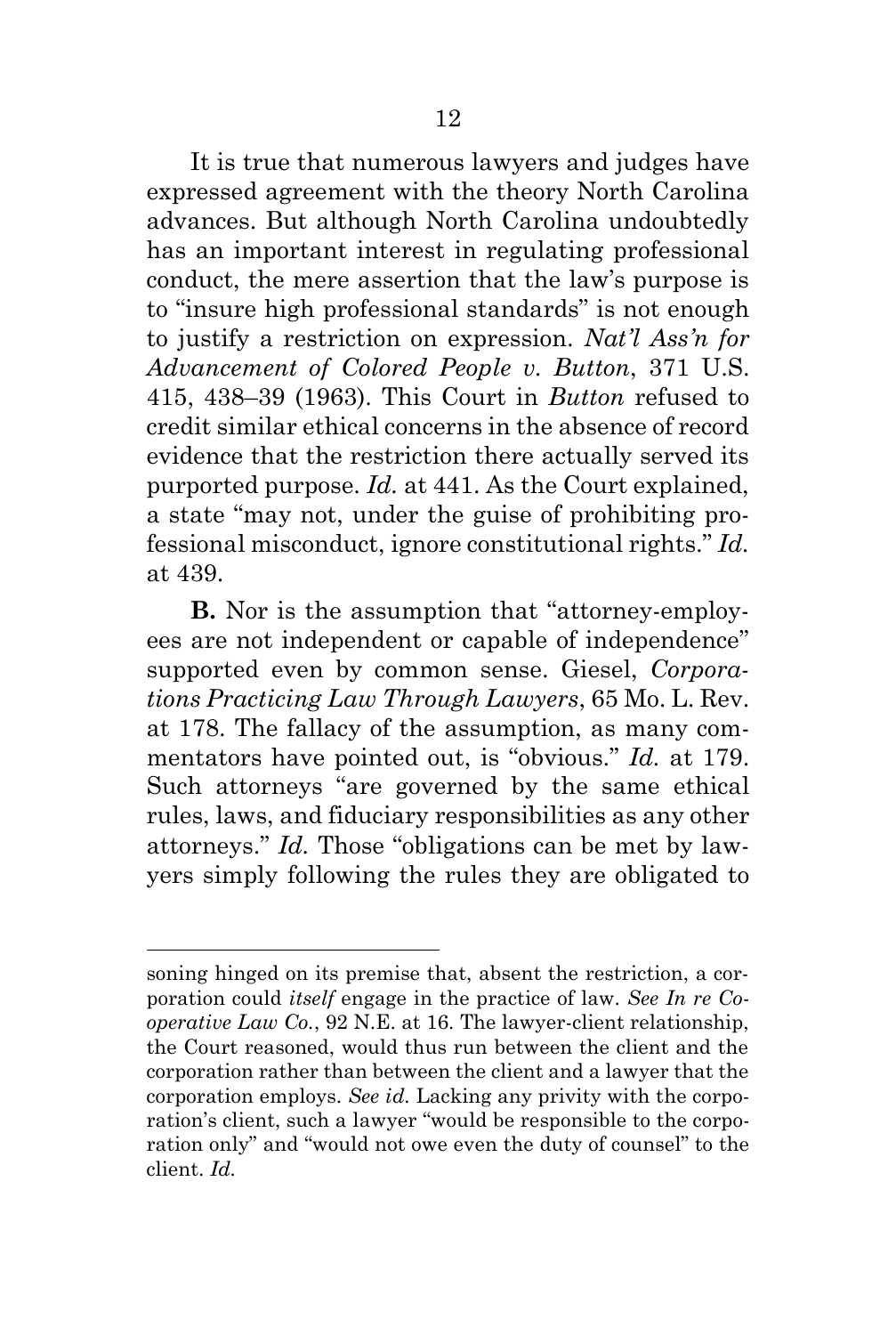It is true that numerous lawyers and judges have expressed agreement with the theory North Carolina advances. But although North Carolina undoubtedly has an important interest in regulating professional conduct, the mere assertion that the law's purpose is to "insure high professional standards" is not enough to justify a restriction on expression. *Nat'l Ass'n for Advancement of Colored People v. Button*, 371 U.S. 415, 438–39 (1963). This Court in *Button* refused to credit similar ethical concerns in the absence of record evidence that the restriction there actually served its purported purpose. *Id.* at 441. As the Court explained, a state "may not, under the guise of prohibiting professional misconduct, ignore constitutional rights." *Id.* at 439.

**B.** Nor is the assumption that "attorney-employees are not independent or capable of independence" supported even by common sense. Giesel, *Corporations Practicing Law Through Lawyers*, 65 Mo. L. Rev. at 178. The fallacy of the assumption, as many commentators have pointed out, is "obvious." *Id.* at 179. Such attorneys "are governed by the same ethical rules, laws, and fiduciary responsibilities as any other attorneys." *Id.* Those "obligations can be met by lawyers simply following the rules they are obligated to

---

soning hinged on its premise that, absent the restriction, a corporation could *itself* engage in the practice of law. *See In re Co-operative Law Co.*, 92 N.E. at 16. The lawyer-client relationship, the Court reasoned, would thus run between the client and the corporation rather than between the client and a lawyer that the corporation employs. *See id.* Lacking any privity with the corporation's client, such a lawyer "would be responsible to the corporation only" and "would not owe even the duty of counsel" to the client. *Id.*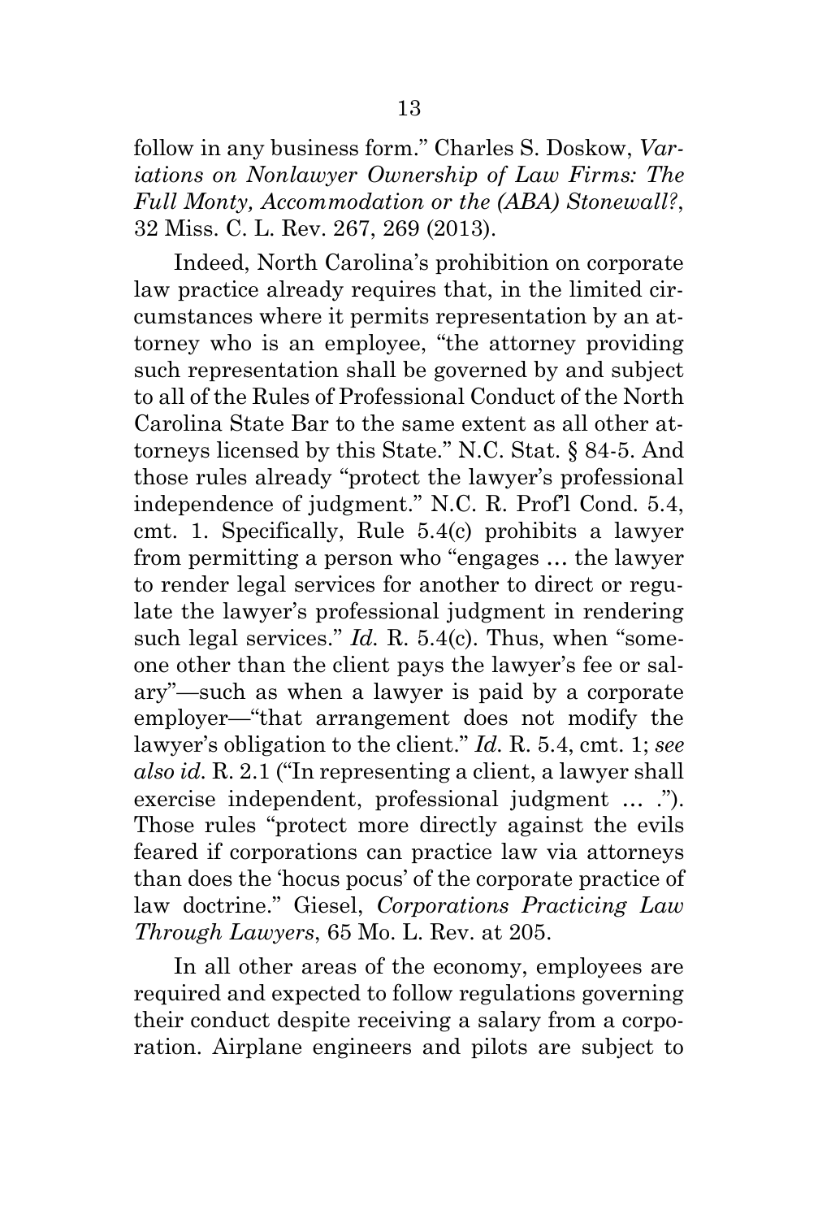follow in any business form." Charles S. Doskow, *Variations on Nonlawyer Ownership of Law Firms: The Full Monty, Accommodation or the (ABA) Stonewall?*, 32 Miss. C. L. Rev. 267, 269 (2013).

Indeed, North Carolina's prohibition on corporate law practice already requires that, in the limited circumstances where it permits representation by an attorney who is an employee, "the attorney providing such representation shall be governed by and subject to all of the Rules of Professional Conduct of the North Carolina State Bar to the same extent as all other attorneys licensed by this State." N.C. Stat. § 84-5. And those rules already "protect the lawyer's professional independence of judgment." N.C. R. Prof'l Cond. 5.4, cmt. 1. Specifically, Rule 5.4(c) prohibits a lawyer from permitting a person who "engages … the lawyer to render legal services for another to direct or regulate the lawyer's professional judgment in rendering such legal services." *Id.* R. 5.4(c). Thus, when "someone other than the client pays the lawyer's fee or salary"—such as when a lawyer is paid by a corporate employer—"that arrangement does not modify the lawyer's obligation to the client." *Id.* R. 5.4, cmt. 1; *see also id.* R. 2.1 ("In representing a client, a lawyer shall exercise independent, professional judgment … ."). Those rules "protect more directly against the evils feared if corporations can practice law via attorneys than does the 'hocus pocus' of the corporate practice of law doctrine." Giesel, *Corporations Practicing Law Through Lawyers*, 65 Mo. L. Rev. at 205.

In all other areas of the economy, employees are required and expected to follow regulations governing their conduct despite receiving a salary from a corporation. Airplane engineers and pilots are subject to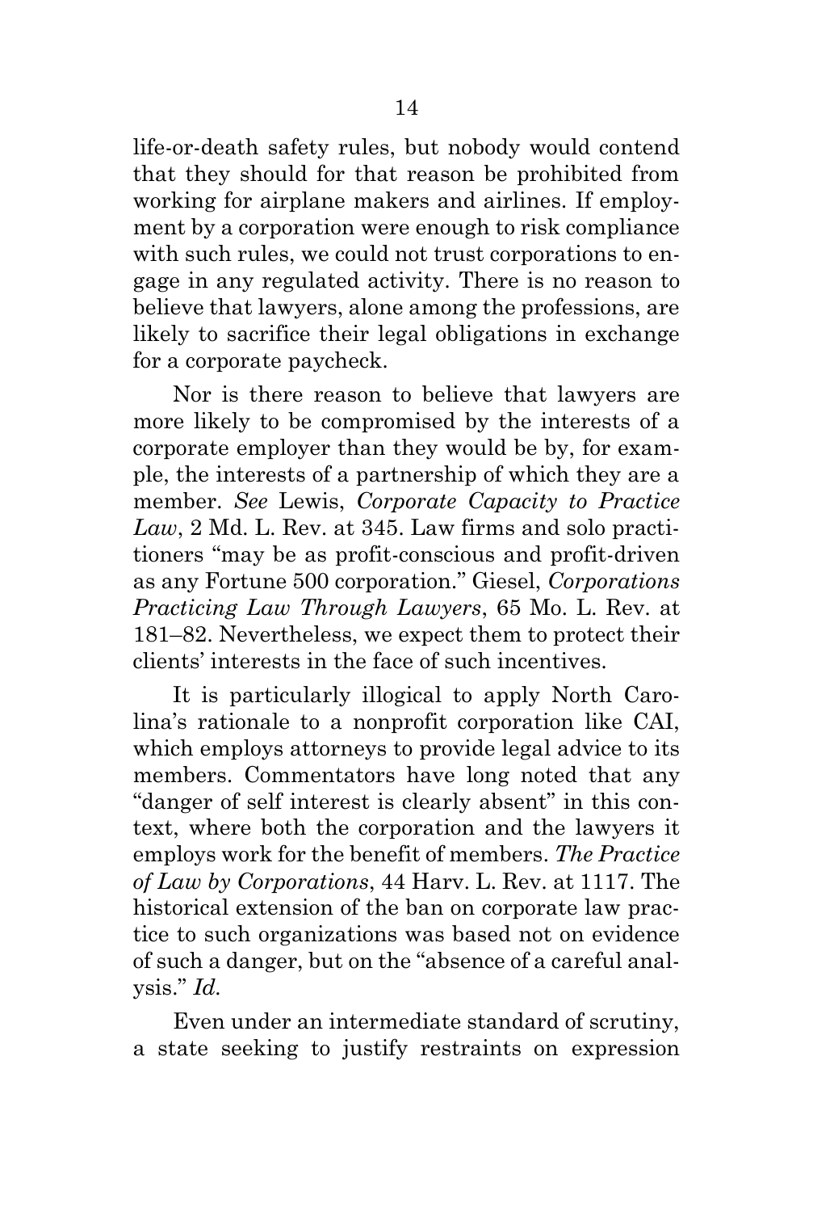life-or-death safety rules, but nobody would contend that they should for that reason be prohibited from working for airplane makers and airlines. If employment by a corporation were enough to risk compliance with such rules, we could not trust corporations to engage in any regulated activity. There is no reason to believe that lawyers, alone among the professions, are likely to sacrifice their legal obligations in exchange for a corporate paycheck.

Nor is there reason to believe that lawyers are more likely to be compromised by the interests of a corporate employer than they would be by, for example, the interests of a partnership of which they are a member. *See* Lewis, *Corporate Capacity to Practice Law*, 2 Md. L. Rev. at 345. Law firms and solo practitioners "may be as profit-conscious and profit-driven as any Fortune 500 corporation." Giesel, *Corporations Practicing Law Through Lawyers*, 65 Mo. L. Rev. at 181–82. Nevertheless, we expect them to protect their clients' interests in the face of such incentives.

It is particularly illogical to apply North Carolina's rationale to a nonprofit corporation like CAI, which employs attorneys to provide legal advice to its members. Commentators have long noted that any "danger of self interest is clearly absent" in this context, where both the corporation and the lawyers it employs work for the benefit of members. *The Practice of Law by Corporations*, 44 Harv. L. Rev. at 1117. The historical extension of the ban on corporate law practice to such organizations was based not on evidence of such a danger, but on the "absence of a careful analysis." *Id.*

Even under an intermediate standard of scrutiny, a state seeking to justify restraints on expression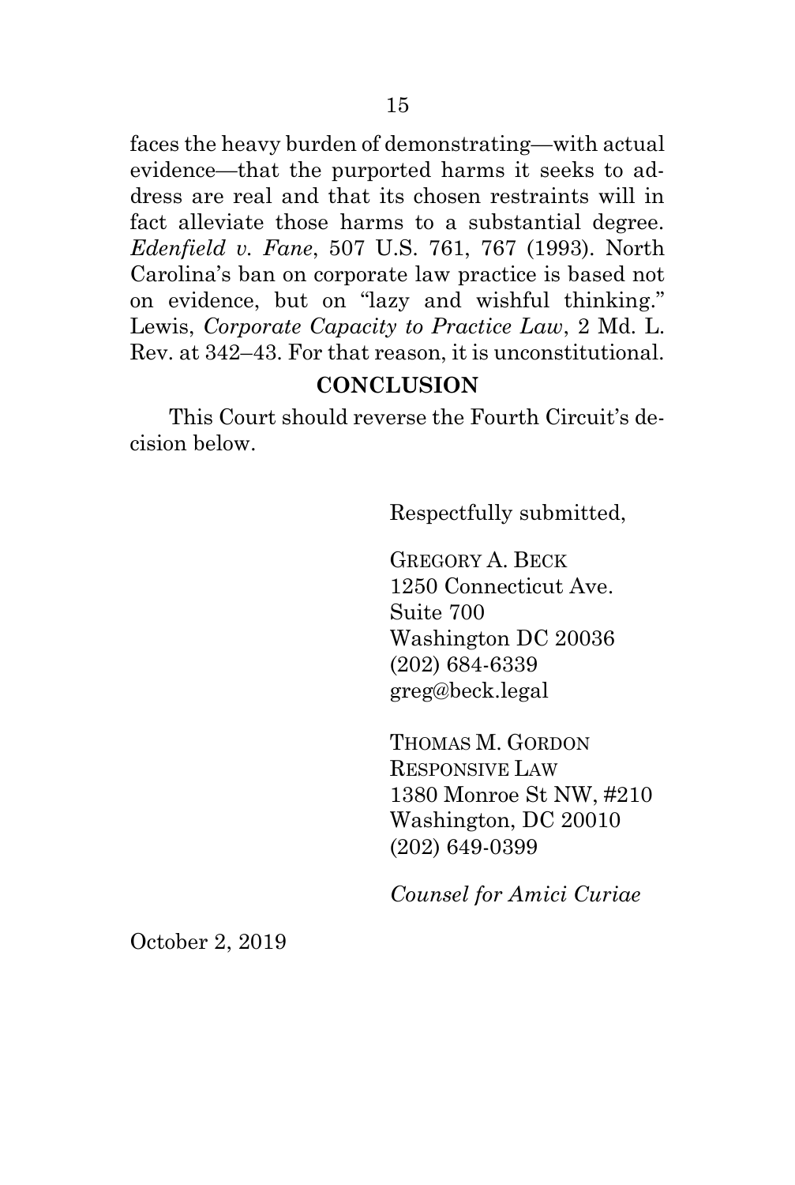faces the heavy burden of demonstrating—with actual evidence—that the purported harms it seeks to address are real and that its chosen restraints will in fact alleviate those harms to a substantial degree. *Edenfield v. Fane*, 507 U.S. 761, 767 (1993). North Carolina's ban on corporate law practice is based not on evidence, but on "lazy and wishful thinking." Lewis, *Corporate Capacity to Practice Law*, 2 Md. L. Rev. at 342–43. For that reason, it is unconstitutional.

## CONCLUSION

This Court should reverse the Fourth Circuit's decision below.

Respectfully submitted,

GREGORY A. BECK
1250 Connecticut Ave.
Suite 700
Washington DC 20036
(202) 684-6339
greg@beck.legal

THOMAS M. GORDON
RESPONSIVE LAW
1380 Monroe St NW, #210
Washington, DC 20010
(202) 649-0399

*Counsel for Amici Curiae*

October 2, 2019